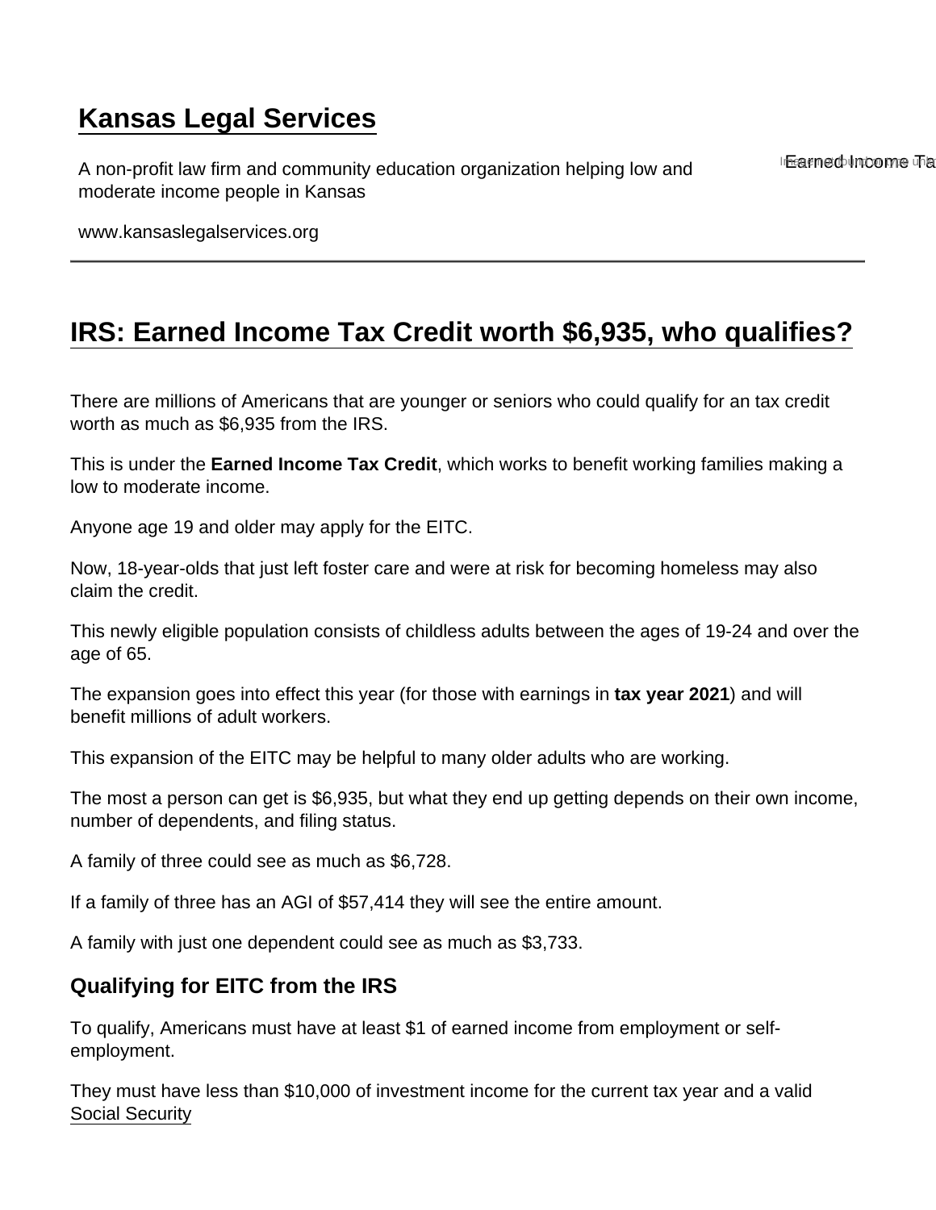# Kansas Legal Services

A non-profit law firm and community education organization helping low and moderate income people in Kansas

www.kansaslegalservices.org

## IRS: Earned Income Tax Credit worth $6,935, who qualifies?

There are millions of Americans that are younger or seniors who could qualify for an tax credit worth as much as $6,935 from the IRS.

This is under the **Earned Income Tax Credit**, which works to benefit working families making a low to moderate income.

Anyone age 19 and older may apply for the EITC.

Now, 18-year-olds that just left foster care and were at risk for becoming homeless may also claim the credit.

This newly eligible population consists of childless adults between the ages of 19-24 and over the age of 65.

The expansion goes into effect this year (for those with earnings in **tax year 2021**) and will benefit millions of adult workers.

This expansion of the EITC may be helpful to many older adults who are working.

The most a person can get is $6,935, but what they end up getting depends on their own income, number of dependents, and filing status.

A family of three could see as much as $6,728.

If a family of three has an AGI of $57,414 they will see the entire amount.

A family with just one dependent could see as much as $3,733.

### Qualifying for EITC from the IRS

To qualify, Americans must have at least $1 of earned income from employment or self-employment.

They must have less than $10,000 of investment income for the current tax year and a valid Social Security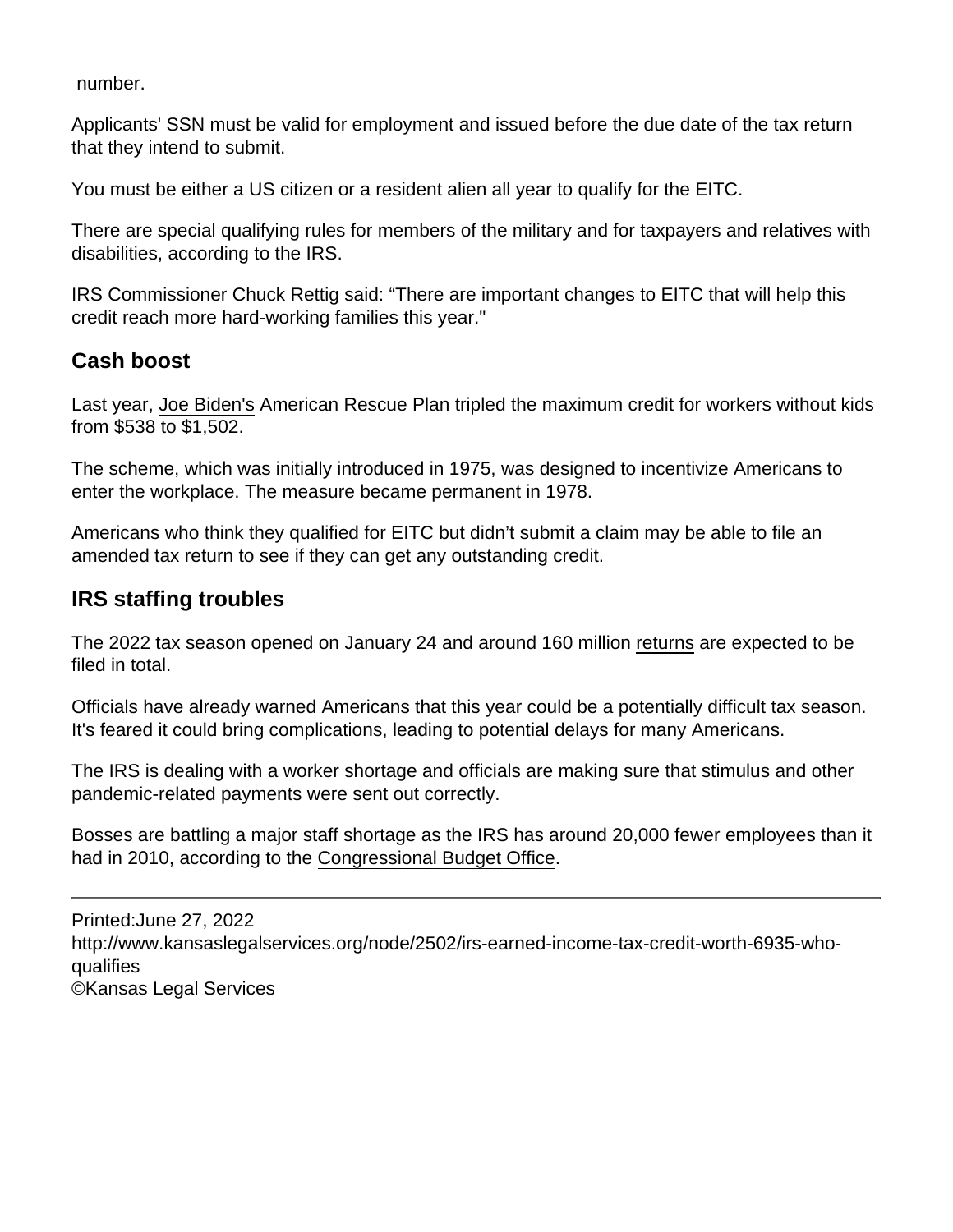number.

Applicants' SSN must be valid for employment and issued before the due date of the tax return that they intend to submit.

You must be either a US citizen or a resident alien all year to qualify for the EITC.

There are special qualifying rules for members of the military and for taxpayers and relatives with disabilities, according to the IRS.

IRS Commissioner Chuck Rettig said: "There are important changes to EITC that will help this credit reach more hard-working families this year."

## Cash boost

Last year, Joe Biden's American Rescue Plan tripled the maximum credit for workers without kids from $538 to $1,502.

The scheme, which was initially introduced in 1975, was designed to incentivize Americans to enter the workplace. The measure became permanent in 1978.

Americans who think they qualified for EITC but didn't submit a claim may be able to file an amended tax return to see if they can get any outstanding credit.

## IRS staffing troubles

The 2022 tax season opened on January 24 and around 160 million returns are expected to be filed in total.

Officials have already warned Americans that this year could be a potentially difficult tax season. It's feared it could bring complications, leading to potential delays for many Americans.

The IRS is dealing with a worker shortage and officials are making sure that stimulus and other pandemic-related payments were sent out correctly.

Bosses are battling a major staff shortage as the IRS has around 20,000 fewer employees than it had in 2010, according to the Congressional Budget Office.

---

Printed:June 27, 2022
http://www.kansaslegalservices.org/node/2502/irs-earned-income-tax-credit-worth-6935-who-qualifies
©Kansas Legal Services